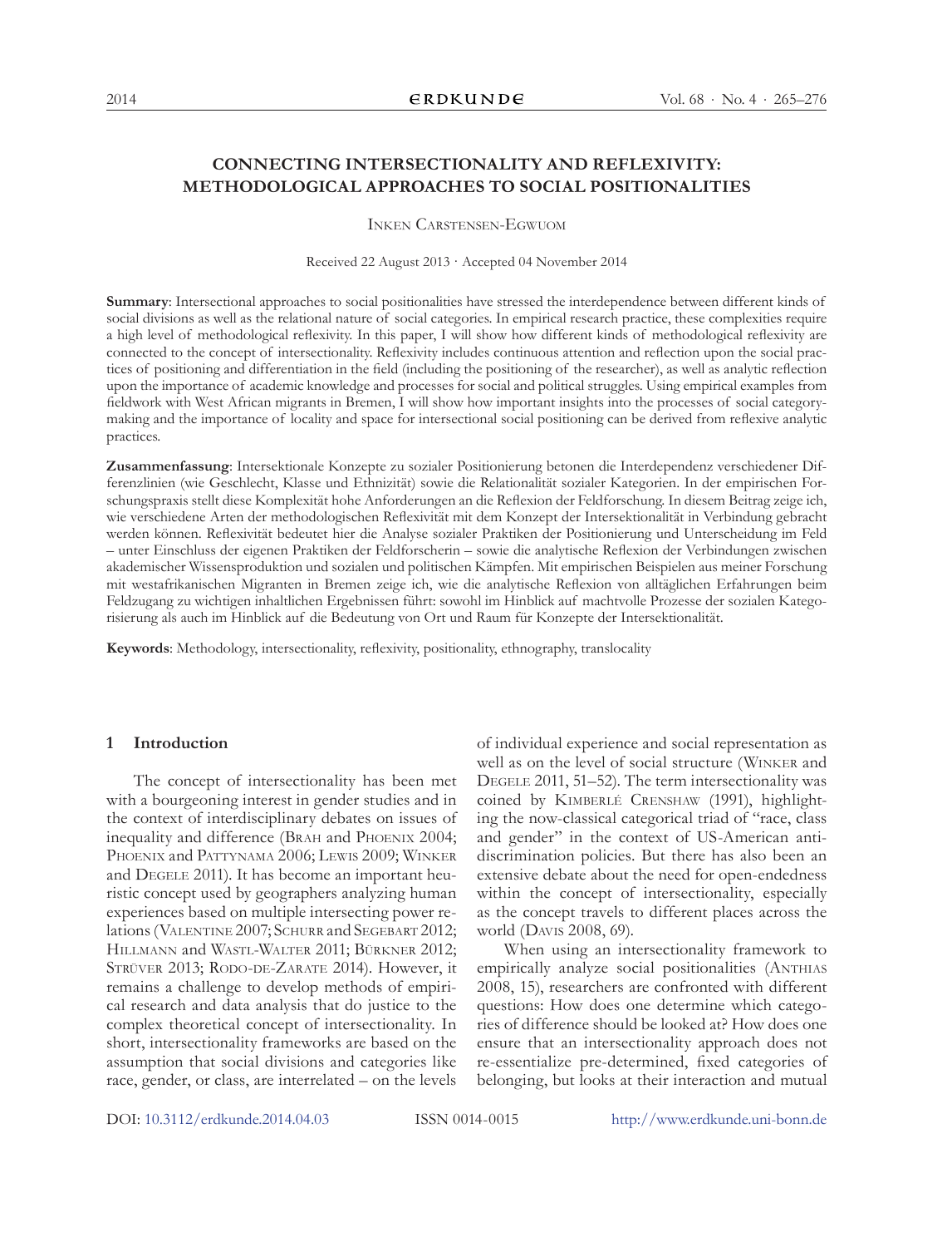# CONNECTING INTERSECTIONALITY AND REFLEXIVITY: METHODOLOGICAL APPROACHES TO SOCIAL POSITIONALITIES

Inken Carstensen-Egwuom

Received 22 August 2013 · Accepted 04 November 2014

**Summary**: Intersectional approaches to social positionalities have stressed the interdependence between different kinds of social divisions as well as the relational nature of social categories. In empirical research practice, these complexities require a high level of methodological reflexivity. In this paper, I will show how different kinds of methodological reflexivity are connected to the concept of intersectionality. Reflexivity includes continuous attention and reflection upon the social practices of positioning and differentiation in the field (including the positioning of the researcher), as well as analytic reflection upon the importance of academic knowledge and processes for social and political struggles. Using empirical examples from fieldwork with West African migrants in Bremen, I will show how important insights into the processes of social category-making and the importance of locality and space for intersectional social positioning can be derived from reflexive analytic practices.

**Zusammenfassung**: Intersektionale Konzepte zu sozialer Positionierung betonen die Interdependenz verschiedener Differenzlinien (wie Geschlecht, Klasse und Ethnizität) sowie die Relationalität sozialer Kategorien. In der empirischen Forschungspraxis stellt diese Komplexität hohe Anforderungen an die Reflexion der Feldforschung. In diesem Beitrag zeige ich, wie verschiedene Arten der methodologischen Reflexivität mit dem Konzept der Intersektionalität in Verbindung gebracht werden können. Reflexivität bedeutet hier die Analyse sozialer Praktiken der Positionierung und Unterscheidung im Feld – unter Einschluss der eigenen Praktiken der Feldforscherin – sowie die analytische Reflexion der Verbindungen zwischen akademischer Wissensproduktion und sozialen und politischen Kämpfen. Mit empirischen Beispielen aus meiner Forschung mit westafrikanischen Migranten in Bremen zeige ich, wie die analytische Reflexion von alltäglichen Erfahrungen beim Feldzugang zu wichtigen inhaltlichen Ergebnissen führt: sowohl im Hinblick auf machtvolle Prozesse der sozialen Kategorisierung als auch im Hinblick auf die Bedeutung von Ort und Raum für Konzepte der Intersektionalität.

**Keywords**: Methodology, intersectionality, reflexivity, positionality, ethnography, translocality

## 1 Introduction

The concept of intersectionality has been met with a bourgeoning interest in gender studies and in the context of interdisciplinary debates on issues of inequality and difference (Brah and Phoenix 2004; Phoenix and Pattynama 2006; Lewis 2009; Winker and Degele 2011). It has become an important heuristic concept used by geographers analyzing human experiences based on multiple intersecting power relations (Valentine 2007; Schurr and Segebart 2012; Hillmann and Wastl-Walter 2011; Bürkner 2012; Strüver 2013; Rodo-de-Zarate 2014). However, it remains a challenge to develop methods of empirical research and data analysis that do justice to the complex theoretical concept of intersectionality. In short, intersectionality frameworks are based on the assumption that social divisions and categories like race, gender, or class, are interrelated – on the levels of individual experience and social representation as well as on the level of social structure (Winker and Degele 2011, 51–52). The term intersectionality was coined by Kimberlé Crenshaw (1991), highlighting the now-classical categorical triad of "race, class and gender" in the context of US-American anti-discrimination policies. But there has also been an extensive debate about the need for open-endedness within the concept of intersectionality, especially as the concept travels to different places across the world (Davis 2008, 69).

When using an intersectionality framework to empirically analyze social positionalities (Anthias 2008, 15), researchers are confronted with different questions: How does one determine which categories of difference should be looked at? How does one ensure that an intersectionality approach does not re-essentialize pre-determined, fixed categories of belonging, but looks at their interaction and mutual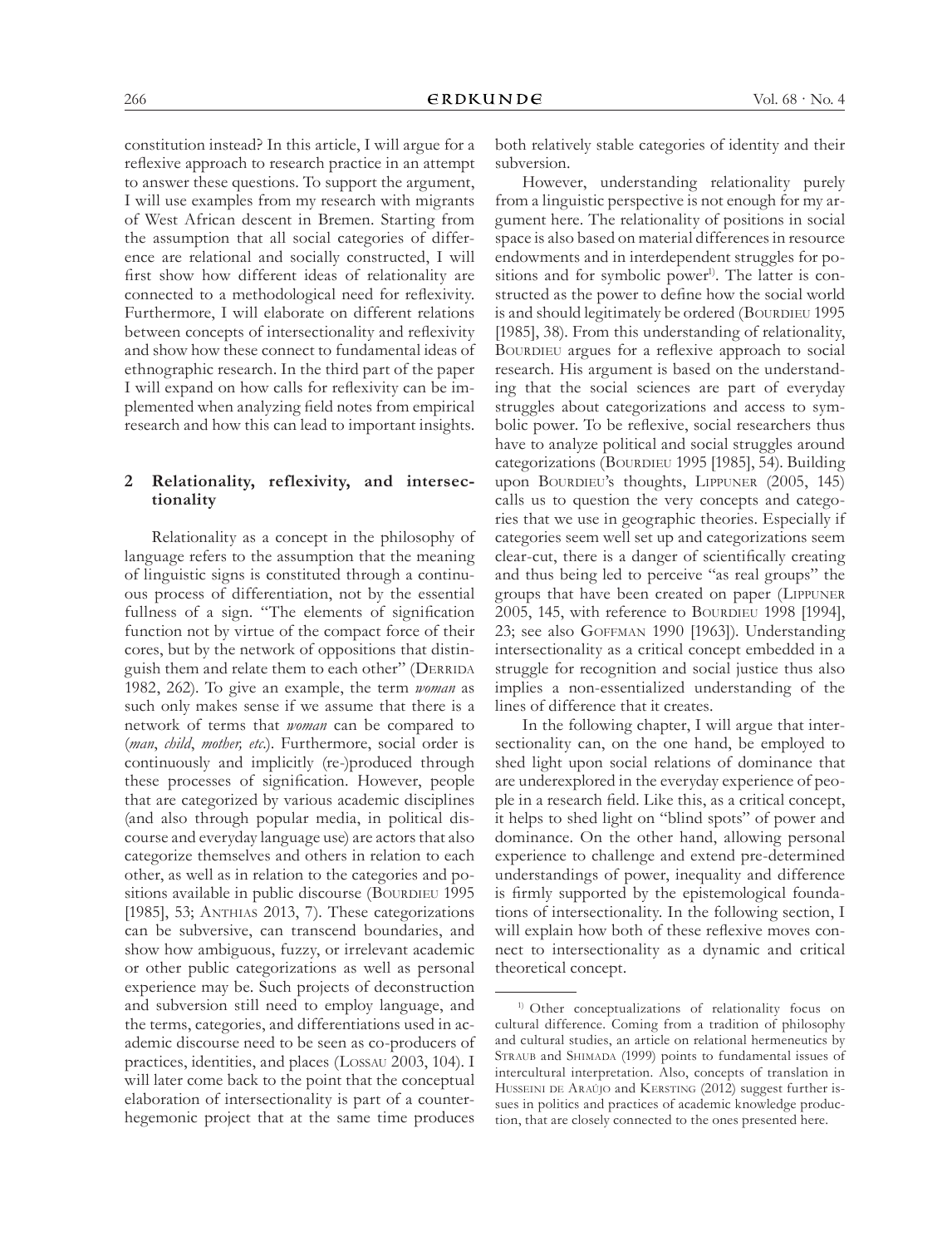constitution instead? In this article, I will argue for a reflexive approach to research practice in an attempt to answer these questions. To support the argument, I will use examples from my research with migrants of West African descent in Bremen. Starting from the assumption that all social categories of difference are relational and socially constructed, I will first show how different ideas of relationality are connected to a methodological need for reflexivity. Furthermore, I will elaborate on different relations between concepts of intersectionality and reflexivity and show how these connect to fundamental ideas of ethnographic research. In the third part of the paper I will expand on how calls for reflexivity can be implemented when analyzing field notes from empirical research and how this can lead to important insights.

## 2 Relationality, reflexivity, and intersectionality

Relationality as a concept in the philosophy of language refers to the assumption that the meaning of linguistic signs is constituted through a continuous process of differentiation, not by the essential fullness of a sign. "The elements of signification function not by virtue of the compact force of their cores, but by the network of oppositions that distinguish them and relate them to each other" (Derrida 1982, 262). To give an example, the term *woman* as such only makes sense if we assume that there is a network of terms that *woman* can be compared to (*man*, *child*, *mother, etc*.). Furthermore, social order is continuously and implicitly (re-)produced through these processes of signification. However, people that are categorized by various academic disciplines (and also through popular media, in political discourse and everyday language use) are actors that also categorize themselves and others in relation to each other, as well as in relation to the categories and positions available in public discourse (Bourdieu 1995 [1985], 53; Anthias 2013, 7). These categorizations can be subversive, can transcend boundaries, and show how ambiguous, fuzzy, or irrelevant academic or other public categorizations as well as personal experience may be. Such projects of deconstruction and subversion still need to employ language, and the terms, categories, and differentiations used in academic discourse need to be seen as co-producers of practices, identities, and places (Lossau 2003, 104). I will later come back to the point that the conceptual elaboration of intersectionality is part of a counter-hegemonic project that at the same time produces both relatively stable categories of identity and their subversion.

However, understanding relationality purely from a linguistic perspective is not enough for my argument here. The relationality of positions in social space is also based on material differences in resource endowments and in interdependent struggles for positions and for symbolic power[1]. The latter is constructed as the power to define how the social world is and should legitimately be ordered (Bourdieu 1995 [1985], 38). From this understanding of relationality, Bourdieu argues for a reflexive approach to social research. His argument is based on the understanding that the social sciences are part of everyday struggles about categorizations and access to symbolic power. To be reflexive, social researchers thus have to analyze political and social struggles around categorizations (Bourdieu 1995 [1985], 54). Building upon Bourdieu's thoughts, Lippuner (2005, 145) calls us to question the very concepts and categories that we use in geographic theories. Especially if categories seem well set up and categorizations seem clear-cut, there is a danger of scientifically creating and thus being led to perceive "as real groups" the groups that have been created on paper (Lippuner 2005, 145, with reference to Bourdieu 1998 [1994], 23; see also Goffman 1990 [1963]). Understanding intersectionality as a critical concept embedded in a struggle for recognition and social justice thus also implies a non-essentialized understanding of the lines of difference that it creates.

In the following chapter, I will argue that intersectionality can, on the one hand, be employed to shed light upon social relations of dominance that are underexplored in the everyday experience of people in a research field. Like this, as a critical concept, it helps to shed light on "blind spots" of power and dominance. On the other hand, allowing personal experience to challenge and extend pre-determined understandings of power, inequality and difference is firmly supported by the epistemological foundations of intersectionality. In the following section, I will explain how both of these reflexive moves connect to intersectionality as a dynamic and critical theoretical concept.

---

[1] Other conceptualizations of relationality focus on cultural difference. Coming from a tradition of philosophy and cultural studies, an article on relational hermeneutics by Straub and Shimada (1999) points to fundamental issues of intercultural interpretation. Also, concepts of translation in Husseini de Araújo and Kersting (2012) suggest further issues in politics and practices of academic knowledge production, that are closely connected to the ones presented here.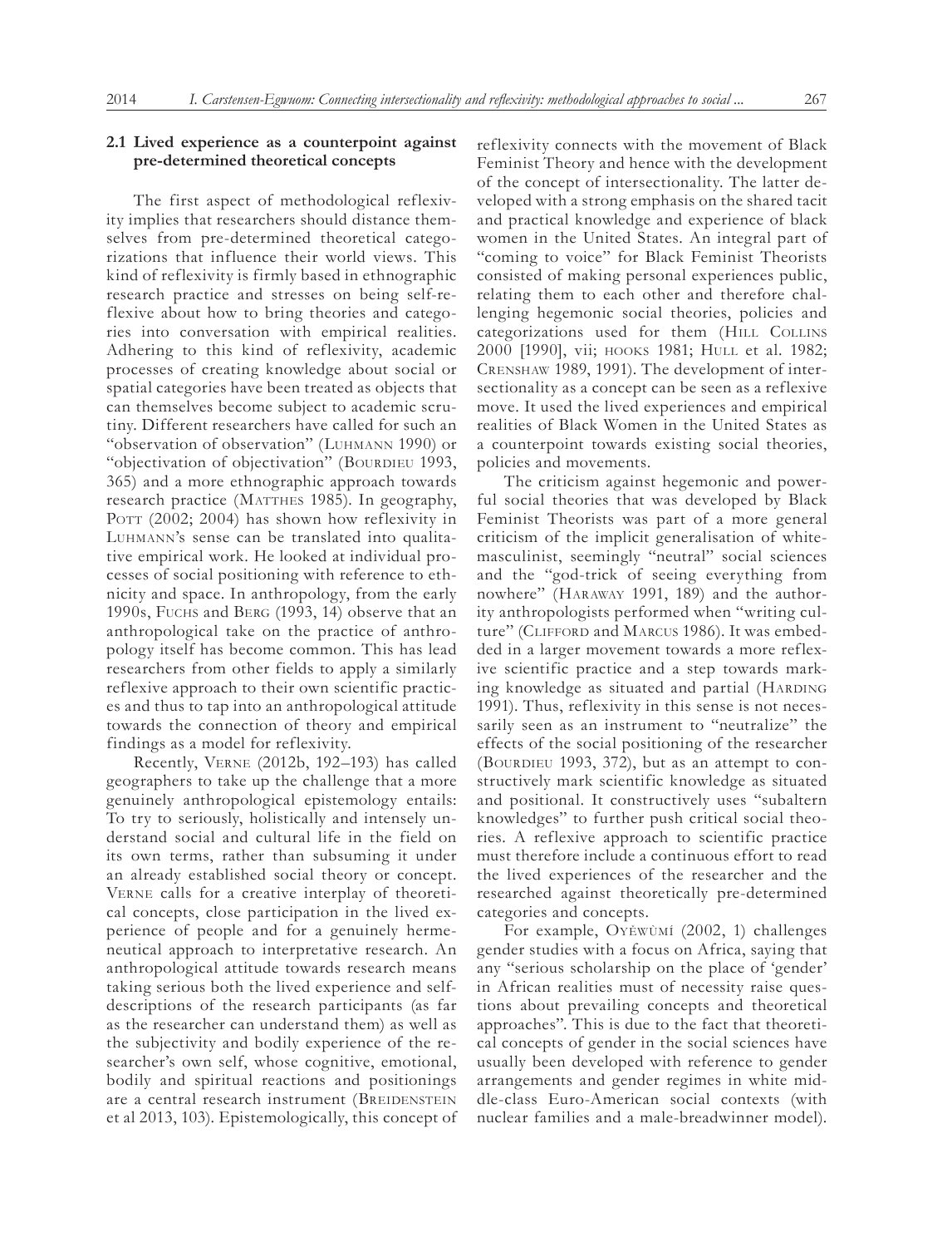### 2.1 Lived experience as a counterpoint against pre-determined theoretical concepts

The first aspect of methodological reflexivity implies that researchers should distance themselves from pre-determined theoretical categorizations that influence their world views. This kind of reflexivity is firmly based in ethnographic research practice and stresses on being self-reflexive about how to bring theories and categories into conversation with empirical realities. Adhering to this kind of reflexivity, academic processes of creating knowledge about social or spatial categories have been treated as objects that can themselves become subject to academic scrutiny. Different researchers have called for such an "observation of observation" (Luhmann 1990) or "objectivation of objectivation" (Bourdieu 1993, 365) and a more ethnographic approach towards research practice (Matthes 1985). In geography, Pott (2002; 2004) has shown how reflexivity in Luhmann's sense can be translated into qualitative empirical work. He looked at individual processes of social positioning with reference to ethnicity and space. In anthropology, from the early 1990s, Fuchs and Berg (1993, 14) observe that an anthropological take on the practice of anthropology itself has become common. This has lead researchers from other fields to apply a similarly reflexive approach to their own scientific practices and thus to tap into an anthropological attitude towards the connection of theory and empirical findings as a model for reflexivity.

Recently, Verne (2012b, 192–193) has called geographers to take up the challenge that a more genuinely anthropological epistemology entails: To try to seriously, holistically and intensely understand social and cultural life in the field on its own terms, rather than subsuming it under an already established social theory or concept. Verne calls for a creative interplay of theoretical concepts, close participation in the lived experience of people and for a genuinely hermeneutical approach to interpretative research. An anthropological attitude towards research means taking serious both the lived experience and self-descriptions of the research participants (as far as the researcher can understand them) as well as the subjectivity and bodily experience of the researcher's own self, whose cognitive, emotional, bodily and spiritual reactions and positionings are a central research instrument (Breidenstein et al 2013, 103). Epistemologically, this concept of reflexivity connects with the movement of Black Feminist Theory and hence with the development of the concept of intersectionality. The latter developed with a strong emphasis on the shared tacit and practical knowledge and experience of black women in the United States. An integral part of "coming to voice" for Black Feminist Theorists consisted of making personal experiences public, relating them to each other and therefore challenging hegemonic social theories, policies and categorizations used for them (Hill Collins 2000 [1990], vii; hooks 1981; Hull et al. 1982; Crenshaw 1989, 1991). The development of intersectionality as a concept can be seen as a reflexive move. It used the lived experiences and empirical realities of Black Women in the United States as a counterpoint towards existing social theories, policies and movements.

The criticism against hegemonic and powerful social theories that was developed by Black Feminist Theorists was part of a more general criticism of the implicit generalisation of white-masculinist, seemingly "neutral" social sciences and the "god-trick of seeing everything from nowhere" (Haraway 1991, 189) and the authority anthropologists performed when "writing culture" (Clifford and Marcus 1986). It was embedded in a larger movement towards a more reflexive scientific practice and a step towards marking knowledge as situated and partial (Harding 1991). Thus, reflexivity in this sense is not necessarily seen as an instrument to "neutralize" the effects of the social positioning of the researcher (Bourdieu 1993, 372), but as an attempt to constructively mark scientific knowledge as situated and positional. It constructively uses "subaltern knowledges" to further push critical social theories. A reflexive approach to scientific practice must therefore include a continuous effort to read the lived experiences of the researcher and the researched against theoretically pre-determined categories and concepts.

For example, Oyěwùmí (2002, 1) challenges gender studies with a focus on Africa, saying that any "serious scholarship on the place of 'gender' in African realities must of necessity raise questions about prevailing concepts and theoretical approaches". This is due to the fact that theoretical concepts of gender in the social sciences have usually been developed with reference to gender arrangements and gender regimes in white middle-class Euro-American social contexts (with nuclear families and a male-breadwinner model).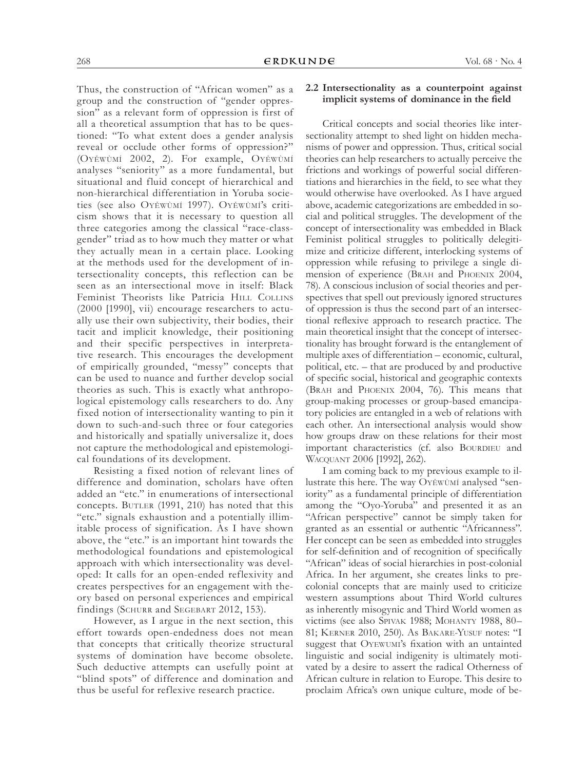Thus, the construction of "African women" as a group and the construction of "gender oppression" as a relevant form of oppression is first of all a theoretical assumption that has to be questioned: "To what extent does a gender analysis reveal or occlude other forms of oppression?" (Oyěwùmí 2002, 2). For example, Oyěwùmí analyses "seniority" as a more fundamental, but situational and fluid concept of hierarchical and non-hierarchical differentiation in Yoruba societies (see also Oyěwùmí 1997). Oyěwùmí's criticism shows that it is necessary to question all three categories among the classical "race-class-gender" triad as to how much they matter or what they actually mean in a certain place. Looking at the methods used for the development of intersectionality concepts, this reflection can be seen as an intersectional move in itself: Black Feminist Theorists like Patricia Hill Collins (2000 [1990], vii) encourage researchers to actually use their own subjectivity, their bodies, their tacit and implicit knowledge, their positioning and their specific perspectives in interpretative research. This encourages the development of empirically grounded, "messy" concepts that can be used to nuance and further develop social theories as such. This is exactly what anthropological epistemology calls researchers to do. Any fixed notion of intersectionality wanting to pin it down to such-and-such three or four categories and historically and spatially universalize it, does not capture the methodological and epistemological foundations of its development.

Resisting a fixed notion of relevant lines of difference and domination, scholars have often added an "etc." in enumerations of intersectional concepts. Butler (1991, 210) has noted that this "etc." signals exhaustion and a potentially illimitable process of signification. As I have shown above, the "etc." is an important hint towards the methodological foundations and epistemological approach with which intersectionality was developed: It calls for an open-ended reflexivity and creates perspectives for an engagement with theory based on personal experiences and empirical findings (Schurr and Segebart 2012, 153).

However, as I argue in the next section, this effort towards open-endedness does not mean that concepts that critically theorize structural systems of domination have become obsolete. Such deductive attempts can usefully point at "blind spots" of difference and domination and thus be useful for reflexive research practice.

### 2.2 Intersectionality as a counterpoint against implicit systems of dominance in the field

Critical concepts and social theories like intersectionality attempt to shed light on hidden mechanisms of power and oppression. Thus, critical social theories can help researchers to actually perceive the frictions and workings of powerful social differentiations and hierarchies in the field, to see what they would otherwise have overlooked. As I have argued above, academic categorizations are embedded in social and political struggles. The development of the concept of intersectionality was embedded in Black Feminist political struggles to politically delegitimize and criticize different, interlocking systems of oppression while refusing to privilege a single dimension of experience (Brah and Phoenix 2004, 78). A conscious inclusion of social theories and perspectives that spell out previously ignored structures of oppression is thus the second part of an intersectional reflexive approach to research practice. The main theoretical insight that the concept of intersectionality has brought forward is the entanglement of multiple axes of differentiation – economic, cultural, political, etc. – that are produced by and productive of specific social, historical and geographic contexts (Brah and Phoenix 2004, 76). This means that group-making processes or group-based emancipatory policies are entangled in a web of relations with each other. An intersectional analysis would show how groups draw on these relations for their most important characteristics (cf. also Bourdieu and Wacquant 2006 [1992], 262).

I am coming back to my previous example to illustrate this here. The way Oyěwùmí analysed "seniority" as a fundamental principle of differentiation among the "Oyo-Yoruba" and presented it as an "African perspective" cannot be simply taken for granted as an essential or authentic "Africanness". Her concept can be seen as embedded into struggles for self-definition and of recognition of specifically "African" ideas of social hierarchies in post-colonial Africa. In her argument, she creates links to pre-colonial concepts that are mainly used to criticize western assumptions about Third World cultures as inherently misogynic and Third World women as victims (see also Spivak 1988; Mohanty 1988, 80–81; Kerner 2010, 250). As Bakare-Yusuf notes: "I suggest that Oyewumi's fixation with an untainted linguistic and social indigenity is ultimately motivated by a desire to assert the radical Otherness of African culture in relation to Europe. This desire to proclaim Africa's own unique culture, mode of be-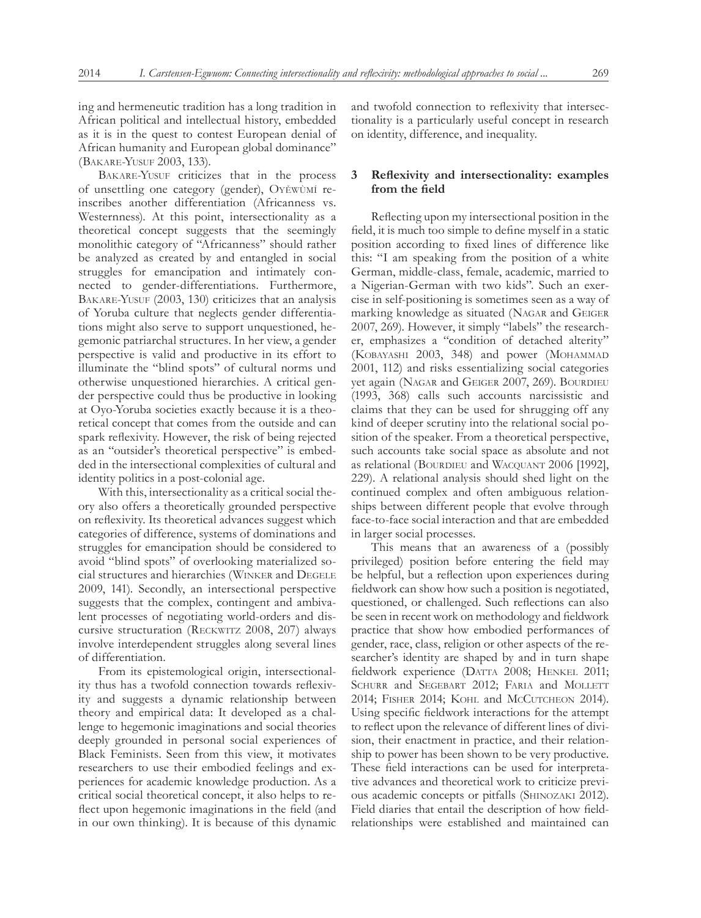ing and hermeneutic tradition has a long tradition in African political and intellectual history, embedded as it is in the quest to contest European denial of African humanity and European global dominance" (Bakare-Yusuf 2003, 133).

Bakare-Yusuf criticizes that in the process of unsettling one category (gender), Oyěwùmí reinscribes another differentiation (Africanness vs. Westernness). At this point, intersectionality as a theoretical concept suggests that the seemingly monolithic category of "Africanness" should rather be analyzed as created by and entangled in social struggles for emancipation and intimately connected to gender-differentiations. Furthermore, Bakare-Yusuf (2003, 130) criticizes that an analysis of Yoruba culture that neglects gender differentiations might also serve to support unquestioned, hegemonic patriarchal structures. In her view, a gender perspective is valid and productive in its effort to illuminate the "blind spots" of cultural norms und otherwise unquestioned hierarchies. A critical gender perspective could thus be productive in looking at Oyo-Yoruba societies exactly because it is a theoretical concept that comes from the outside and can spark reflexivity. However, the risk of being rejected as an "outsider's theoretical perspective" is embedded in the intersectional complexities of cultural and identity politics in a post-colonial age.

With this, intersectionality as a critical social theory also offers a theoretically grounded perspective on reflexivity. Its theoretical advances suggest which categories of difference, systems of dominations and struggles for emancipation should be considered to avoid "blind spots" of overlooking materialized social structures and hierarchies (Winker and Degele 2009, 141). Secondly, an intersectional perspective suggests that the complex, contingent and ambivalent processes of negotiating world-orders and discursive structuration (Reckwitz 2008, 207) always involve interdependent struggles along several lines of differentiation.

From its epistemological origin, intersectionality thus has a twofold connection towards reflexivity and suggests a dynamic relationship between theory and empirical data: It developed as a challenge to hegemonic imaginations and social theories deeply grounded in personal social experiences of Black Feminists. Seen from this view, it motivates researchers to use their embodied feelings and experiences for academic knowledge production. As a critical social theoretical concept, it also helps to reflect upon hegemonic imaginations in the field (and in our own thinking). It is because of this dynamic and twofold connection to reflexivity that intersectionality is a particularly useful concept in research on identity, difference, and inequality.

## 3 Reflexivity and intersectionality: examples from the field

Reflecting upon my intersectional position in the field, it is much too simple to define myself in a static position according to fixed lines of difference like this: "I am speaking from the position of a white German, middle-class, female, academic, married to a Nigerian-German with two kids". Such an exercise in self-positioning is sometimes seen as a way of marking knowledge as situated (Nagar and Geiger 2007, 269). However, it simply "labels" the researcher, emphasizes a "condition of detached alterity" (Kobayashi 2003, 348) and power (Mohammad 2001, 112) and risks essentializing social categories yet again (Nagar and Geiger 2007, 269). Bourdieu (1993, 368) calls such accounts narcissistic and claims that they can be used for shrugging off any kind of deeper scrutiny into the relational social position of the speaker. From a theoretical perspective, such accounts take social space as absolute and not as relational (Bourdieu and Wacquant 2006 [1992], 229). A relational analysis should shed light on the continued complex and often ambiguous relationships between different people that evolve through face-to-face social interaction and that are embedded in larger social processes.

This means that an awareness of a (possibly privileged) position before entering the field may be helpful, but a reflection upon experiences during fieldwork can show how such a position is negotiated, questioned, or challenged. Such reflections can also be seen in recent work on methodology and fieldwork practice that show how embodied performances of gender, race, class, religion or other aspects of the researcher's identity are shaped by and in turn shape fieldwork experience (Datta 2008; Henkel 2011; Schurr and Segebart 2012; Faria and Mollett 2014; Fisher 2014; Kohl and McCutcheon 2014). Using specific fieldwork interactions for the attempt to reflect upon the relevance of different lines of division, their enactment in practice, and their relationship to power has been shown to be very productive. These field interactions can be used for interpretative advances and theoretical work to criticize previous academic concepts or pitfalls (Shinozaki 2012). Field diaries that entail the description of how field-relationships were established and maintained can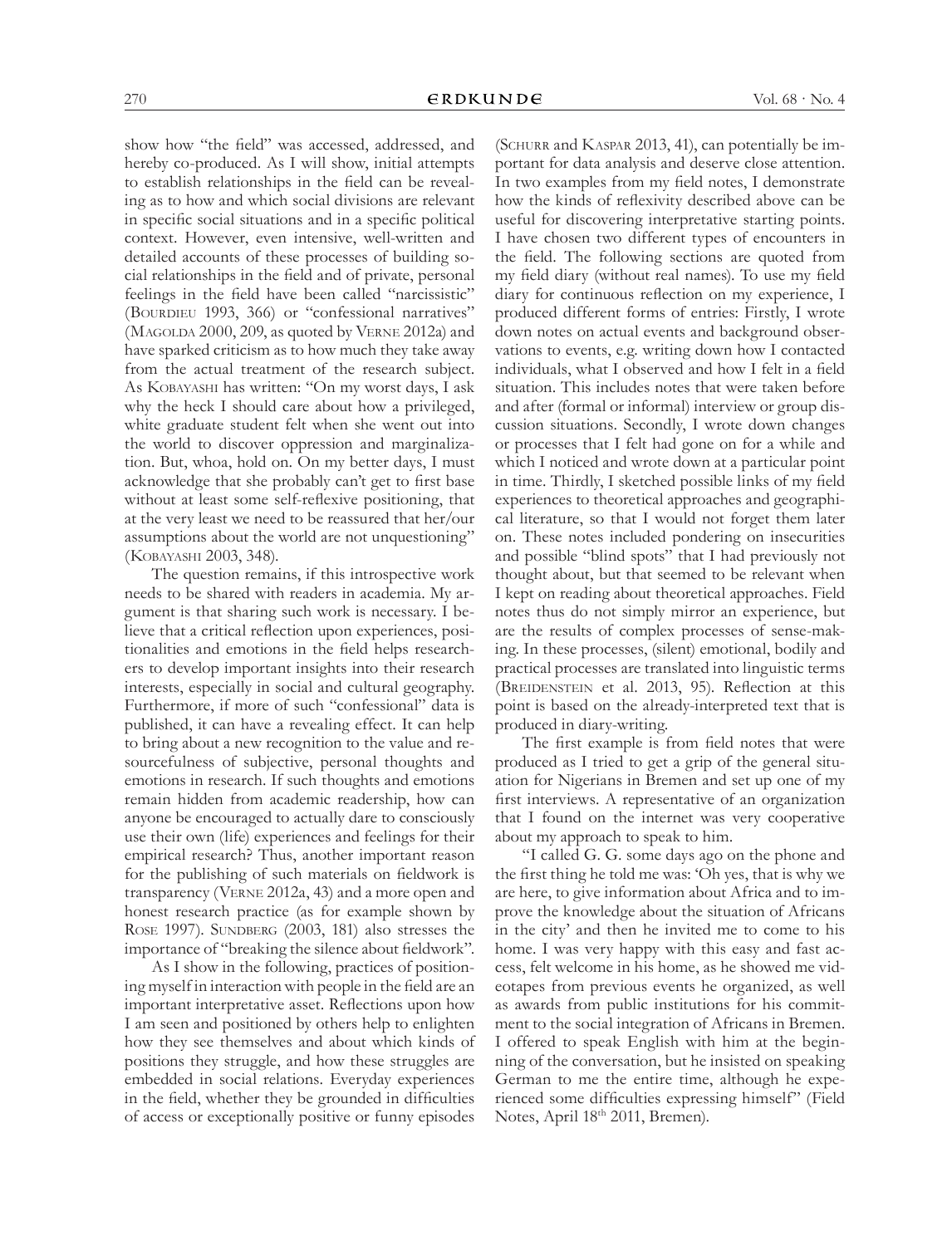show how "the field" was accessed, addressed, and hereby co-produced. As I will show, initial attempts to establish relationships in the field can be revealing as to how and which social divisions are relevant in specific social situations and in a specific political context. However, even intensive, well-written and detailed accounts of these processes of building social relationships in the field and of private, personal feelings in the field have been called "narcissistic" (Bourdieu 1993, 366) or "confessional narratives" (Magolda 2000, 209, as quoted by Verne 2012a) and have sparked criticism as to how much they take away from the actual treatment of the research subject. As Kobayashi has written: "On my worst days, I ask why the heck I should care about how a privileged, white graduate student felt when she went out into the world to discover oppression and marginalization. But, whoa, hold on. On my better days, I must acknowledge that she probably can't get to first base without at least some self-reflexive positioning, that at the very least we need to be reassured that her/our assumptions about the world are not unquestioning" (Kobayashi 2003, 348).

The question remains, if this introspective work needs to be shared with readers in academia. My argument is that sharing such work is necessary. I believe that a critical reflection upon experiences, positionalities and emotions in the field helps researchers to develop important insights into their research interests, especially in social and cultural geography. Furthermore, if more of such "confessional" data is published, it can have a revealing effect. It can help to bring about a new recognition to the value and resourcefulness of subjective, personal thoughts and emotions in research. If such thoughts and emotions remain hidden from academic readership, how can anyone be encouraged to actually dare to consciously use their own (life) experiences and feelings for their empirical research? Thus, another important reason for the publishing of such materials on fieldwork is transparency (Verne 2012a, 43) and a more open and honest research practice (as for example shown by Rose 1997). Sundberg (2003, 181) also stresses the importance of "breaking the silence about fieldwork".

As I show in the following, practices of positioning myself in interaction with people in the field are an important interpretative asset. Reflections upon how I am seen and positioned by others help to enlighten how they see themselves and about which kinds of positions they struggle, and how these struggles are embedded in social relations. Everyday experiences in the field, whether they be grounded in difficulties of access or exceptionally positive or funny episodes (Schurr and Kaspar 2013, 41), can potentially be important for data analysis and deserve close attention. In two examples from my field notes, I demonstrate how the kinds of reflexivity described above can be useful for discovering interpretative starting points. I have chosen two different types of encounters in the field. The following sections are quoted from my field diary (without real names). To use my field diary for continuous reflection on my experience, I produced different forms of entries: Firstly, I wrote down notes on actual events and background observations to events, e.g. writing down how I contacted individuals, what I observed and how I felt in a field situation. This includes notes that were taken before and after (formal or informal) interview or group discussion situations. Secondly, I wrote down changes or processes that I felt had gone on for a while and which I noticed and wrote down at a particular point in time. Thirdly, I sketched possible links of my field experiences to theoretical approaches and geographical literature, so that I would not forget them later on. These notes included pondering on insecurities and possible "blind spots" that I had previously not thought about, but that seemed to be relevant when I kept on reading about theoretical approaches. Field notes thus do not simply mirror an experience, but are the results of complex processes of sense-making. In these processes, (silent) emotional, bodily and practical processes are translated into linguistic terms (Breidenstein et al. 2013, 95). Reflection at this point is based on the already-interpreted text that is produced in diary-writing.

The first example is from field notes that were produced as I tried to get a grip of the general situation for Nigerians in Bremen and set up one of my first interviews. A representative of an organization that I found on the internet was very cooperative about my approach to speak to him.

"I called G. G. some days ago on the phone and the first thing he told me was: 'Oh yes, that is why we are here, to give information about Africa and to improve the knowledge about the situation of Africans in the city' and then he invited me to come to his home. I was very happy with this easy and fast access, felt welcome in his home, as he showed me videotapes from previous events he organized, as well as awards from public institutions for his commitment to the social integration of Africans in Bremen. I offered to speak English with him at the beginning of the conversation, but he insisted on speaking German to me the entire time, although he experienced some difficulties expressing himself" (Field Notes, April 18th 2011, Bremen).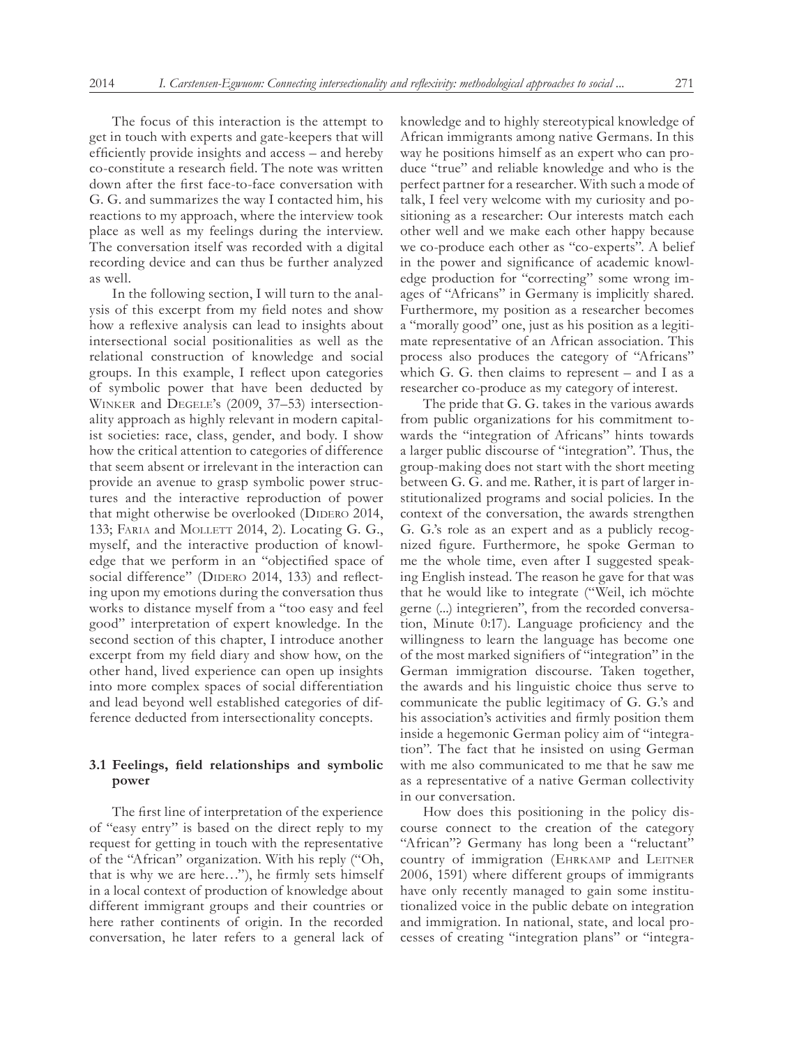The focus of this interaction is the attempt to get in touch with experts and gate-keepers that will efficiently provide insights and access – and hereby co-constitute a research field. The note was written down after the first face-to-face conversation with G. G. and summarizes the way I contacted him, his reactions to my approach, where the interview took place as well as my feelings during the interview. The conversation itself was recorded with a digital recording device and can thus be further analyzed as well.

In the following section, I will turn to the analysis of this excerpt from my field notes and show how a reflexive analysis can lead to insights about intersectional social positionalities as well as the relational construction of knowledge and social groups. In this example, I reflect upon categories of symbolic power that have been deducted by Winker and Degele's (2009, 37–53) intersectionality approach as highly relevant in modern capitalist societies: race, class, gender, and body. I show how the critical attention to categories of difference that seem absent or irrelevant in the interaction can provide an avenue to grasp symbolic power structures and the interactive reproduction of power that might otherwise be overlooked (Didero 2014, 133; Faria and Mollett 2014, 2). Locating G. G., myself, and the interactive production of knowledge that we perform in an "objectified space of social difference" (Didero 2014, 133) and reflecting upon my emotions during the conversation thus works to distance myself from a "too easy and feel good" interpretation of expert knowledge. In the second section of this chapter, I introduce another excerpt from my field diary and show how, on the other hand, lived experience can open up insights into more complex spaces of social differentiation and lead beyond well established categories of difference deducted from intersectionality concepts.

### 3.1 Feelings, field relationships and symbolic power

The first line of interpretation of the experience of "easy entry" is based on the direct reply to my request for getting in touch with the representative of the "African" organization. With his reply ("Oh, that is why we are here…"), he firmly sets himself in a local context of production of knowledge about different immigrant groups and their countries or here rather continents of origin. In the recorded conversation, he later refers to a general lack of knowledge and to highly stereotypical knowledge of African immigrants among native Germans. In this way he positions himself as an expert who can produce "true" and reliable knowledge and who is the perfect partner for a researcher. With such a mode of talk, I feel very welcome with my curiosity and positioning as a researcher: Our interests match each other well and we make each other happy because we co-produce each other as "co-experts". A belief in the power and significance of academic knowledge production for "correcting" some wrong images of "Africans" in Germany is implicitly shared. Furthermore, my position as a researcher becomes a "morally good" one, just as his position as a legitimate representative of an African association. This process also produces the category of "Africans" which G. G. then claims to represent – and I as a researcher co-produce as my category of interest.

The pride that G. G. takes in the various awards from public organizations for his commitment towards the "integration of Africans" hints towards a larger public discourse of "integration". Thus, the group-making does not start with the short meeting between G. G. and me. Rather, it is part of larger institutionalized programs and social policies. In the context of the conversation, the awards strengthen G. G.'s role as an expert and as a publicly recognized figure. Furthermore, he spoke German to me the whole time, even after I suggested speaking English instead. The reason he gave for that was that he would like to integrate ("Weil, ich möchte gerne (...) integrieren", from the recorded conversation, Minute 0:17). Language proficiency and the willingness to learn the language has become one of the most marked signifiers of "integration" in the German immigration discourse. Taken together, the awards and his linguistic choice thus serve to communicate the public legitimacy of G. G.'s and his association's activities and firmly position them inside a hegemonic German policy aim of "integration". The fact that he insisted on using German with me also communicated to me that he saw me as a representative of a native German collectivity in our conversation.

How does this positioning in the policy discourse connect to the creation of the category "African"? Germany has long been a "reluctant" country of immigration (Ehrkamp and Leitner 2006, 1591) where different groups of immigrants have only recently managed to gain some institutionalized voice in the public debate on integration and immigration. In national, state, and local processes of creating "integration plans" or "integra-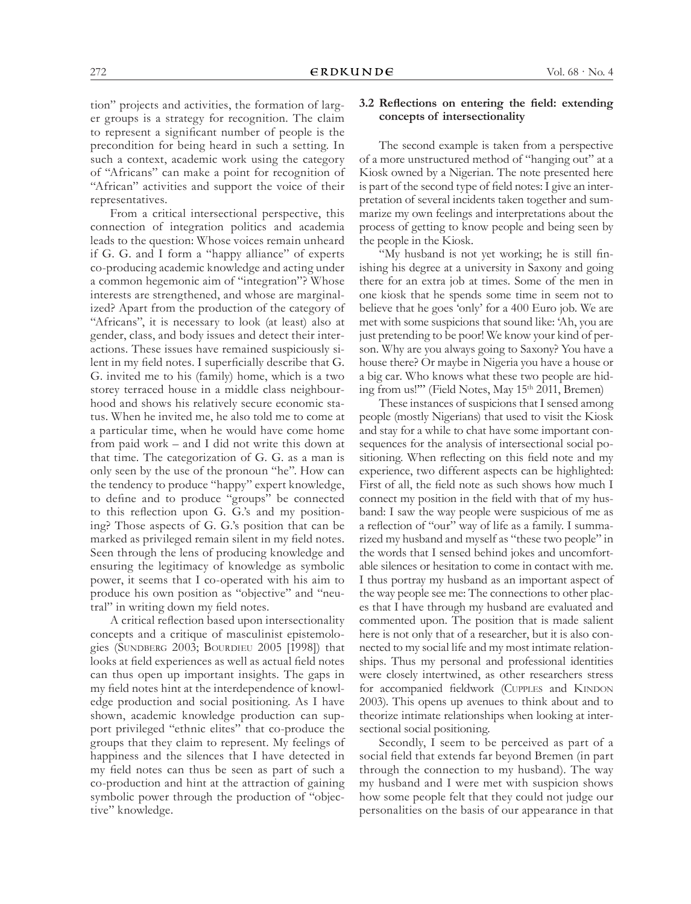tion" projects and activities, the formation of larger groups is a strategy for recognition. The claim to represent a significant number of people is the precondition for being heard in such a setting. In such a context, academic work using the category of "Africans" can make a point for recognition of "African" activities and support the voice of their representatives.

From a critical intersectional perspective, this connection of integration politics and academia leads to the question: Whose voices remain unheard if G. G. and I form a "happy alliance" of experts co-producing academic knowledge and acting under a common hegemonic aim of "integration"? Whose interests are strengthened, and whose are marginalized? Apart from the production of the category of "Africans", it is necessary to look (at least) also at gender, class, and body issues and detect their interactions. These issues have remained suspiciously silent in my field notes. I superficially describe that G. G. invited me to his (family) home, which is a two storey terraced house in a middle class neighbourhood and shows his relatively secure economic status. When he invited me, he also told me to come at a particular time, when he would have come home from paid work – and I did not write this down at that time. The categorization of G. G. as a man is only seen by the use of the pronoun "he". How can the tendency to produce "happy" expert knowledge, to define and to produce "groups" be connected to this reflection upon G. G.'s and my positioning? Those aspects of G. G.'s position that can be marked as privileged remain silent in my field notes. Seen through the lens of producing knowledge and ensuring the legitimacy of knowledge as symbolic power, it seems that I co-operated with his aim to produce his own position as "objective" and "neutral" in writing down my field notes.

A critical reflection based upon intersectionality concepts and a critique of masculinist epistemologies (Sundberg 2003; Bourdieu 2005 [1998]) that looks at field experiences as well as actual field notes can thus open up important insights. The gaps in my field notes hint at the interdependence of knowledge production and social positioning. As I have shown, academic knowledge production can support privileged "ethnic elites" that co-produce the groups that they claim to represent. My feelings of happiness and the silences that I have detected in my field notes can thus be seen as part of such a co-production and hint at the attraction of gaining symbolic power through the production of "objective" knowledge.

### 3.2 Reflections on entering the field: extending concepts of intersectionality

The second example is taken from a perspective of a more unstructured method of "hanging out" at a Kiosk owned by a Nigerian. The note presented here is part of the second type of field notes: I give an interpretation of several incidents taken together and summarize my own feelings and interpretations about the process of getting to know people and being seen by the people in the Kiosk.

"My husband is not yet working; he is still finishing his degree at a university in Saxony and going there for an extra job at times. Some of the men in one kiosk that he spends some time in seem not to believe that he goes 'only' for a 400 Euro job. We are met with some suspicions that sound like: 'Ah, you are just pretending to be poor! We know your kind of person. Why are you always going to Saxony? You have a house there? Or maybe in Nigeria you have a house or a big car. Who knows what these two people are hiding from us!'" (Field Notes, May 15th 2011, Bremen)

These instances of suspicions that I sensed among people (mostly Nigerians) that used to visit the Kiosk and stay for a while to chat have some important consequences for the analysis of intersectional social positioning. When reflecting on this field note and my experience, two different aspects can be highlighted: First of all, the field note as such shows how much I connect my position in the field with that of my husband: I saw the way people were suspicious of me as a reflection of "our" way of life as a family. I summarized my husband and myself as "these two people" in the words that I sensed behind jokes and uncomfortable silences or hesitation to come in contact with me. I thus portray my husband as an important aspect of the way people see me: The connections to other places that I have through my husband are evaluated and commented upon. The position that is made salient here is not only that of a researcher, but it is also connected to my social life and my most intimate relationships. Thus my personal and professional identities were closely intertwined, as other researchers stress for accompanied fieldwork (Cupples and Kindon 2003). This opens up avenues to think about and to theorize intimate relationships when looking at intersectional social positioning.

Secondly, I seem to be perceived as part of a social field that extends far beyond Bremen (in part through the connection to my husband). The way my husband and I were met with suspicion shows how some people felt that they could not judge our personalities on the basis of our appearance in that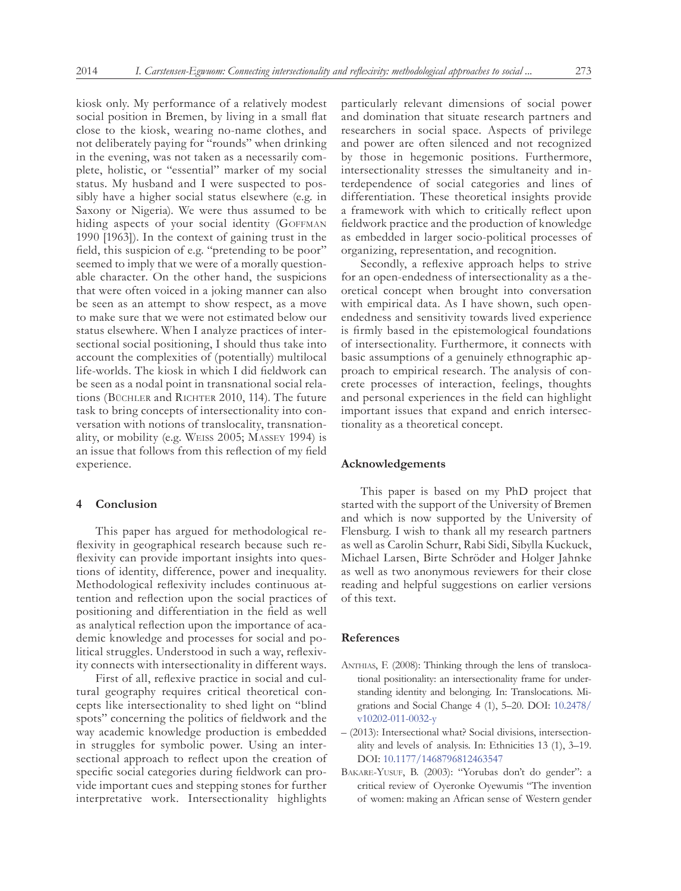kiosk only. My performance of a relatively modest social position in Bremen, by living in a small flat close to the kiosk, wearing no-name clothes, and not deliberately paying for "rounds" when drinking in the evening, was not taken as a necessarily complete, holistic, or "essential" marker of my social status. My husband and I were suspected to possibly have a higher social status elsewhere (e.g. in Saxony or Nigeria). We were thus assumed to be hiding aspects of your social identity (Goffman 1990 [1963]). In the context of gaining trust in the field, this suspicion of e.g. "pretending to be poor" seemed to imply that we were of a morally questionable character. On the other hand, the suspicions that were often voiced in a joking manner can also be seen as an attempt to show respect, as a move to make sure that we were not estimated below our status elsewhere. When I analyze practices of intersectional social positioning, I should thus take into account the complexities of (potentially) multilocal life-worlds. The kiosk in which I did fieldwork can be seen as a nodal point in transnational social relations (Büchler and Richter 2010, 114). The future task to bring concepts of intersectionality into conversation with notions of translocality, transnationality, or mobility (e.g. Weiss 2005; Massey 1994) is an issue that follows from this reflection of my field experience.

## 4 Conclusion

This paper has argued for methodological reflexivity in geographical research because such reflexivity can provide important insights into questions of identity, difference, power and inequality. Methodological reflexivity includes continuous attention and reflection upon the social practices of positioning and differentiation in the field as well as analytical reflection upon the importance of academic knowledge and processes for social and political struggles. Understood in such a way, reflexivity connects with intersectionality in different ways.

First of all, reflexive practice in social and cultural geography requires critical theoretical concepts like intersectionality to shed light on "blind spots" concerning the politics of fieldwork and the way academic knowledge production is embedded in struggles for symbolic power. Using an intersectional approach to reflect upon the creation of specific social categories during fieldwork can provide important cues and stepping stones for further interpretative work. Intersectionality highlights particularly relevant dimensions of social power and domination that situate research partners and researchers in social space. Aspects of privilege and power are often silenced and not recognized by those in hegemonic positions. Furthermore, intersectionality stresses the simultaneity and interdependence of social categories and lines of differentiation. These theoretical insights provide a framework with which to critically reflect upon fieldwork practice and the production of knowledge as embedded in larger socio-political processes of organizing, representation, and recognition.

Secondly, a reflexive approach helps to strive for an open-endedness of intersectionality as a theoretical concept when brought into conversation with empirical data. As I have shown, such open-endedness and sensitivity towards lived experience is firmly based in the epistemological foundations of intersectionality. Furthermore, it connects with basic assumptions of a genuinely ethnographic approach to empirical research. The analysis of concrete processes of interaction, feelings, thoughts and personal experiences in the field can highlight important issues that expand and enrich intersectionality as a theoretical concept.

## Acknowledgements

This paper is based on my PhD project that started with the support of the University of Bremen and which is now supported by the University of Flensburg. I wish to thank all my research partners as well as Carolin Schurr, Rabi Sidi, Sibylla Kuckuck, Michael Larsen, Birte Schröder and Holger Jahnke as well as two anonymous reviewers for their close reading and helpful suggestions on earlier versions of this text.

## References

Anthias, F. (2008): Thinking through the lens of translocational positionality: an intersectionality frame for understanding identity and belonging. In: Translocations. Migrations and Social Change 4 (1), 5–20. DOI: 10.2478/v10202-011-0032-y

– (2013): Intersectional what? Social divisions, intersectionality and levels of analysis. In: Ethnicities 13 (1), 3–19. DOI: 10.1177/1468796812463547

Bakare-Yusuf, B. (2003): "Yorubas don't do gender": a critical review of Oyeronke Oyewumis "The invention of women: making an African sense of Western gender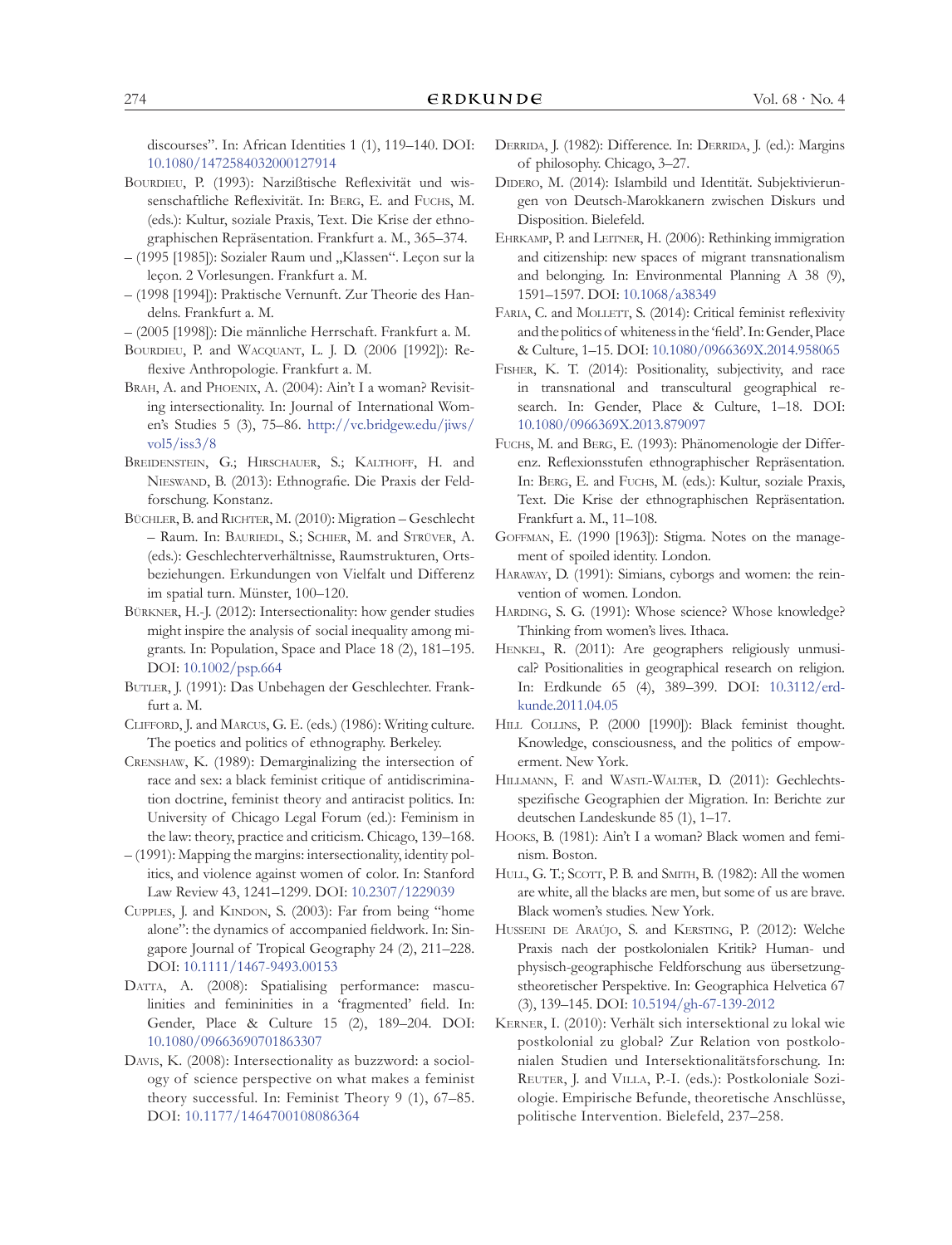discourses". In: African Identities 1 (1), 119–140. DOI: 10.1080/1472584032000127914

Bourdieu, P. (1993): Narzißtische Reflexivität und wissenschaftliche Reflexivität. In: Berg, E. and Fuchs, M. (eds.): Kultur, soziale Praxis, Text. Die Krise der ethnographischen Repräsentation. Frankfurt a. M., 365–374.

– (1995 [1985]): Sozialer Raum und „Klassen". Leçon sur la leçon. 2 Vorlesungen. Frankfurt a. M.

– (1998 [1994]): Praktische Vernunft. Zur Theorie des Handelns. Frankfurt a. M.

– (2005 [1998]): Die männliche Herrschaft. Frankfurt a. M.

Bourdieu, P. and Wacquant, L. J. D. (2006 [1992]): Reflexive Anthropologie. Frankfurt a. M.

Brah, A. and Phoenix, A. (2004): Ain't I a woman? Revisiting intersectionality. In: Journal of International Women's Studies 5 (3), 75–86. http://vc.bridgew.edu/jiws/vol5/iss3/8

Breidenstein, G.; Hirschauer, S.; Kalthoff, H. and Nieswand, B. (2013): Ethnografie. Die Praxis der Feldforschung. Konstanz.

Büchler, B. and Richter, M. (2010): Migration – Geschlecht – Raum. In: Bauriedl, S.; Schier, M. and Strüver, A. (eds.): Geschlechterverhältnisse, Raumstrukturen, Ortsbeziehungen. Erkundungen von Vielfalt und Differenz im spatial turn. Münster, 100–120.

Bürkner, H.-J. (2012): Intersectionality: how gender studies might inspire the analysis of social inequality among migrants. In: Population, Space and Place 18 (2), 181–195. DOI: 10.1002/psp.664

Butler, J. (1991): Das Unbehagen der Geschlechter. Frankfurt a. M.

Clifford, J. and Marcus, G. E. (eds.) (1986): Writing culture. The poetics and politics of ethnography. Berkeley.

Crenshaw, K. (1989): Demarginalizing the intersection of race and sex: a black feminist critique of antidiscrimination doctrine, feminist theory and antiracist politics. In: University of Chicago Legal Forum (ed.): Feminism in the law: theory, practice and criticism. Chicago, 139–168.

– (1991): Mapping the margins: intersectionality, identity politics, and violence against women of color. In: Stanford Law Review 43, 1241–1299. DOI: 10.2307/1229039

Cupples, J. and Kindon, S. (2003): Far from being "home alone": the dynamics of accompanied fieldwork. In: Singapore Journal of Tropical Geography 24 (2), 211–228. DOI: 10.1111/1467-9493.00153

Datta, A. (2008): Spatialising performance: masculinities and femininities in a 'fragmented' field. In: Gender, Place & Culture 15 (2), 189–204. DOI: 10.1080/09663690701863307

Davis, K. (2008): Intersectionality as buzzword: a sociology of science perspective on what makes a feminist theory successful. In: Feminist Theory 9 (1), 67–85. DOI: 10.1177/1464700108086364

Derrida, J. (1982): Difference. In: Derrida, J. (ed.): Margins of philosophy. Chicago, 3–27.

Didero, M. (2014): Islambild und Identität. Subjektivierungen von Deutsch-Marokkanern zwischen Diskurs und Disposition. Bielefeld.

Ehrkamp, P. and Leitner, H. (2006): Rethinking immigration and citizenship: new spaces of migrant transnationalism and belonging. In: Environmental Planning A 38 (9), 1591–1597. DOI: 10.1068/a38349

Faria, C. and Mollett, S. (2014): Critical feminist reflexivity and the politics of whiteness in the 'field'. In: Gender, Place & Culture, 1–15. DOI: 10.1080/0966369X.2014.958065

Fisher, K. T. (2014): Positionality, subjectivity, and race in transnational and transcultural geographical research. In: Gender, Place & Culture, 1–18. DOI: 10.1080/0966369X.2013.879097

Fuchs, M. and Berg, E. (1993): Phänomenologie der Differenz. Reflexionsstufen ethnographischer Repräsentation. In: Berg, E. and Fuchs, M. (eds.): Kultur, soziale Praxis, Text. Die Krise der ethnographischen Repräsentation. Frankfurt a. M., 11–108.

Goffman, E. (1990 [1963]): Stigma. Notes on the management of spoiled identity. London.

Haraway, D. (1991): Simians, cyborgs and women: the reinvention of women. London.

Harding, S. G. (1991): Whose science? Whose knowledge? Thinking from women's lives. Ithaca.

Henkel, R. (2011): Are geographers religiously unmusical? Positionalities in geographical research on religion. In: Erdkunde 65 (4), 389–399. DOI: 10.3112/erdkunde.2011.04.05

Hill Collins, P. (2000 [1990]): Black feminist thought. Knowledge, consciousness, and the politics of empowerment. New York.

Hillmann, F. and Wastl-Walter, D. (2011): Gechlechtsspezifische Geographien der Migration. In: Berichte zur deutschen Landeskunde 85 (1), 1–17.

Hooks, B. (1981): Ain't I a woman? Black women and feminism. Boston.

Hull, G. T.; Scott, P. B. and Smith, B. (1982): All the women are white, all the blacks are men, but some of us are brave. Black women's studies. New York.

Husseini de Araújo, S. and Kersting, P. (2012): Welche Praxis nach der postkolonialen Kritik? Human- und physisch-geographische Feldforschung aus übersetzungstheoretischer Perspektive. In: Geographica Helvetica 67 (3), 139–145. DOI: 10.5194/gh-67-139-2012

Kerner, I. (2010): Verhält sich intersektional zu lokal wie postkolonial zu global? Zur Relation von postkolonialen Studien und Intersektionalitätsforschung. In: Reuter, J. and Villa, P.-I. (eds.): Postkoloniale Soziologie. Empirische Befunde, theoretische Anschlüsse, politische Intervention. Bielefeld, 237–258.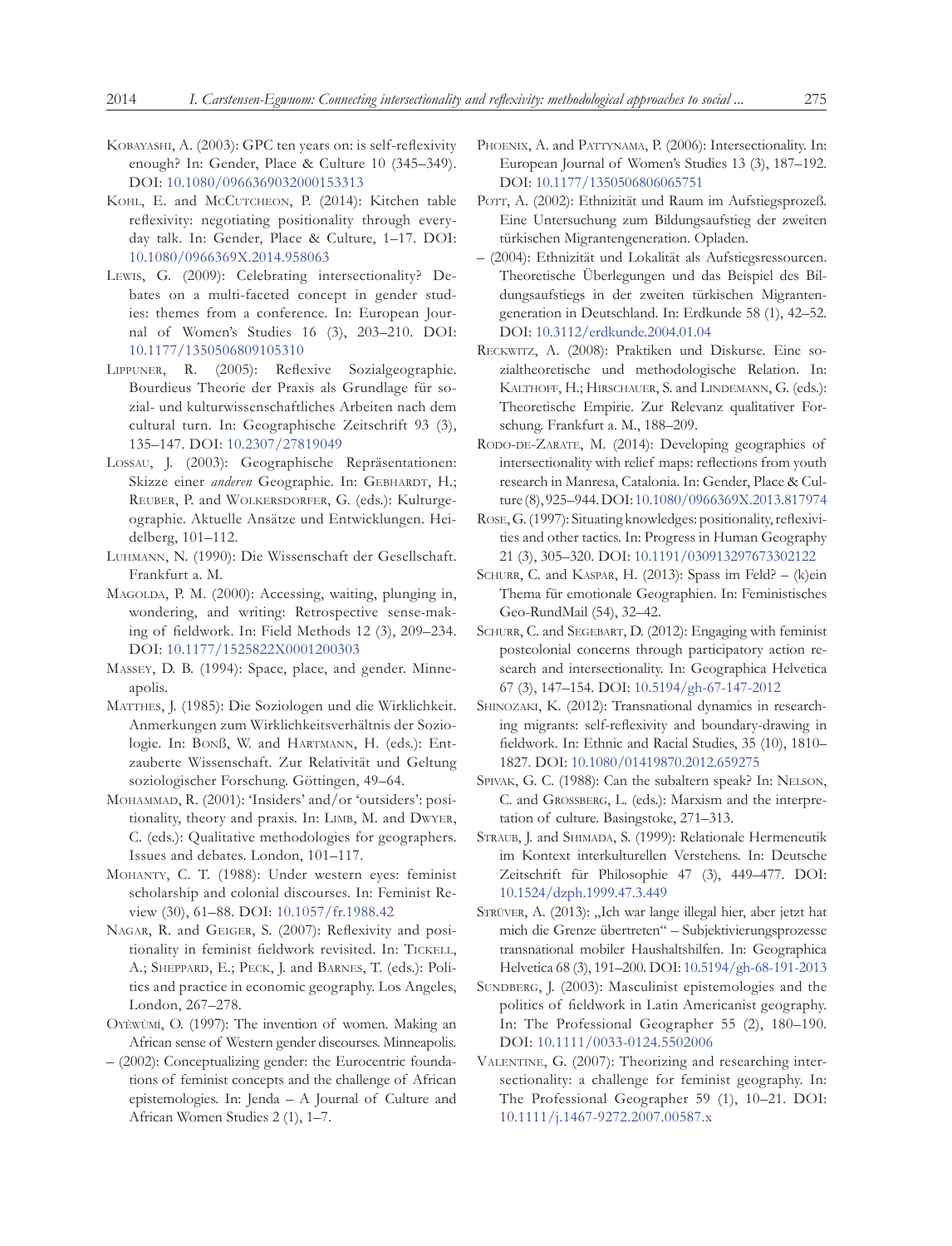Kobayashi, A. (2003): GPC ten years on: is self-reflexivity enough? In: Gender, Place & Culture 10 (345–349). DOI: 10.1080/0966369032000153313

Kohl, E. and McCutcheon, P. (2014): Kitchen table reflexivity: negotiating positionality through everyday talk. In: Gender, Place & Culture, 1–17. DOI: 10.1080/0966369X.2014.958063

Lewis, G. (2009): Celebrating intersectionality? Debates on a multi-faceted concept in gender studies: themes from a conference. In: European Journal of Women's Studies 16 (3), 203–210. DOI: 10.1177/1350506809105310

Lippuner, R. (2005): Reflexive Sozialgeographie. Bourdieus Theorie der Praxis als Grundlage für sozial- und kulturwissenschaftliches Arbeiten nach dem cultural turn. In: Geographische Zeitschrift 93 (3), 135–147. DOI: 10.2307/27819049

Lossau, J. (2003): Geographische Repräsentationen: Skizze einer *anderen* Geographie. In: Gebhardt, H.; Reuber, P. and Wolkersdorfer, G. (eds.): Kulturgeographie. Aktuelle Ansätze und Entwicklungen. Heidelberg, 101–112.

Luhmann, N. (1990): Die Wissenschaft der Gesellschaft. Frankfurt a. M.

Magolda, P. M. (2000): Accessing, waiting, plunging in, wondering, and writing: Retrospective sense-making of fieldwork. In: Field Methods 12 (3), 209–234. DOI: 10.1177/1525822X0001200303

Massey, D. B. (1994): Space, place, and gender. Minneapolis.

Matthes, J. (1985): Die Soziologen und die Wirklichkeit. Anmerkungen zum Wirklichkeitsverhältnis der Soziologie. In: Bonß, W. and Hartmann, H. (eds.): Entzauberte Wissenschaft. Zur Relativität und Geltung soziologischer Forschung. Göttingen, 49–64.

Mohammad, R. (2001): 'Insiders' and/or 'outsiders': positionality, theory and praxis. In: Limb, M. and Dwyer, C. (eds.): Qualitative methodologies for geographers. Issues and debates. London, 101–117.

Mohanty, C. T. (1988): Under western eyes: feminist scholarship and colonial discourses. In: Feminist Review (30), 61–88. DOI: 10.1057/fr.1988.42

Nagar, R. and Geiger, S. (2007): Reflexivity and positionality in feminist fieldwork revisited. In: Tickell, A.; Sheppard, E.; Peck, J. and Barnes, T. (eds.): Politics and practice in economic geography. Los Angeles, London, 267–278.

Oyěwùmí, O. (1997): The invention of women. Making an African sense of Western gender discourses. Minneapolis.

– (2002): Conceptualizing gender: the Eurocentric foundations of feminist concepts and the challenge of African epistemologies. In: Jenda – A Journal of Culture and African Women Studies 2 (1), 1–7.

Phoenix, A. and Pattynama, P. (2006): Intersectionality. In: European Journal of Women's Studies 13 (3), 187–192. DOI: 10.1177/1350506806065751

Pott, A. (2002): Ethnizität und Raum im Aufstiegsprozeß. Eine Untersuchung zum Bildungsaufstieg der zweiten türkischen Migrantengeneration. Opladen.

– (2004): Ethnizität und Lokalität als Aufstiegsressourcen. Theoretische Überlegungen und das Beispiel des Bildungsaufstiegs in der zweiten türkischen Migrantengeneration in Deutschland. In: Erdkunde 58 (1), 42–52. DOI: 10.3112/erdkunde.2004.01.04

Reckwitz, A. (2008): Praktiken und Diskurse. Eine sozialtheoretische und methodologische Relation. In: Kalthoff, H.; Hirschauer, S. and Lindemann, G. (eds.): Theoretische Empirie. Zur Relevanz qualitativer Forschung. Frankfurt a. M., 188–209.

Rodo-de-Zarate, M. (2014): Developing geographies of intersectionality with relief maps: reflections from youth research in Manresa, Catalonia. In: Gender, Place & Culture (8), 925–944. DOI: 10.1080/0966369X.2013.817974

Rose, G. (1997): Situating knowledges: positionality, reflexivities and other tactics. In: Progress in Human Geography 21 (3), 305–320. DOI: 10.1191/030913297673302122

Schurr, C. and Kaspar, H. (2013): Spass im Feld? – (k)ein Thema für emotionale Geographien. In: Feministisches Geo-RundMail (54), 32–42.

Schurr, C. and Segebart, D. (2012): Engaging with feminist postcolonial concerns through participatory action research and intersectionality. In: Geographica Helvetica 67 (3), 147–154. DOI: 10.5194/gh-67-147-2012

Shinozaki, K. (2012): Transnational dynamics in researching migrants: self-reflexivity and boundary-drawing in fieldwork. In: Ethnic and Racial Studies, 35 (10), 1810–1827. DOI: 10.1080/01419870.2012.659275

Spivak, G. C. (1988): Can the subaltern speak? In: Nelson, C. and Grossberg, L. (eds.): Marxism and the interpretation of culture. Basingstoke, 271–313.

Straub, J. and Shimada, S. (1999): Relationale Hermeneutik im Kontext interkulturellen Verstehens. In: Deutsche Zeitschrift für Philosophie 47 (3), 449–477. DOI: 10.1524/dzph.1999.47.3.449

Strüver, A. (2013): „Ich war lange illegal hier, aber jetzt hat mich die Grenze übertreten" – Subjektivierungsprozesse transnational mobiler Haushaltshilfen. In: Geographica Helvetica 68 (3), 191–200. DOI: 10.5194/gh-68-191-2013

Sundberg, J. (2003): Masculinist epistemologies and the politics of fieldwork in Latin Americanist geography. In: The Professional Geographer 55 (2), 180–190. DOI: 10.1111/0033-0124.5502006

Valentine, G. (2007): Theorizing and researching intersectionality: a challenge for feminist geography. In: The Professional Geographer 59 (1), 10–21. DOI: 10.1111/j.1467-9272.2007.00587.x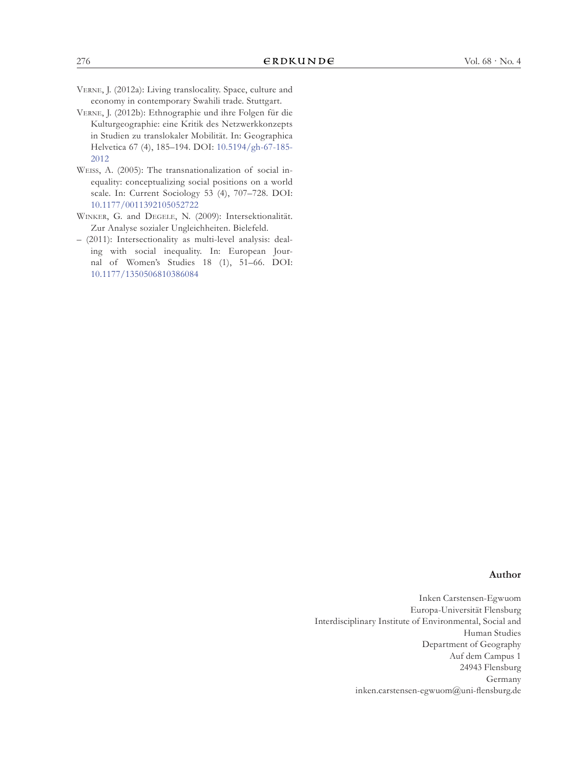Verne, J. (2012a): Living translocality. Space, culture and economy in contemporary Swahili trade. Stuttgart.

Verne, J. (2012b): Ethnographie und ihre Folgen für die Kulturgeographie: eine Kritik des Netzwerkkonzepts in Studien zu translokaler Mobilität. In: Geographica Helvetica 67 (4), 185–194. DOI: 10.5194/gh-67-185-2012

Weiss, A. (2005): The transnationalization of social inequality: conceptualizing social positions on a world scale. In: Current Sociology 53 (4), 707–728. DOI: 10.1177/0011392105052722

Winker, G. and Degele, N. (2009): Intersektionalität. Zur Analyse sozialer Ungleichheiten. Bielefeld.

– (2011): Intersectionality as multi-level analysis: dealing with social inequality. In: European Journal of Women's Studies 18 (1), 51–66. DOI: 10.1177/1350506810386084

**Author**

Inken Carstensen-Egwuom
Europa-Universität Flensburg
Interdisciplinary Institute of Environmental, Social and Human Studies
Department of Geography
Auf dem Campus 1
24943 Flensburg
Germany
inken.carstensen-egwuom@uni-flensburg.de